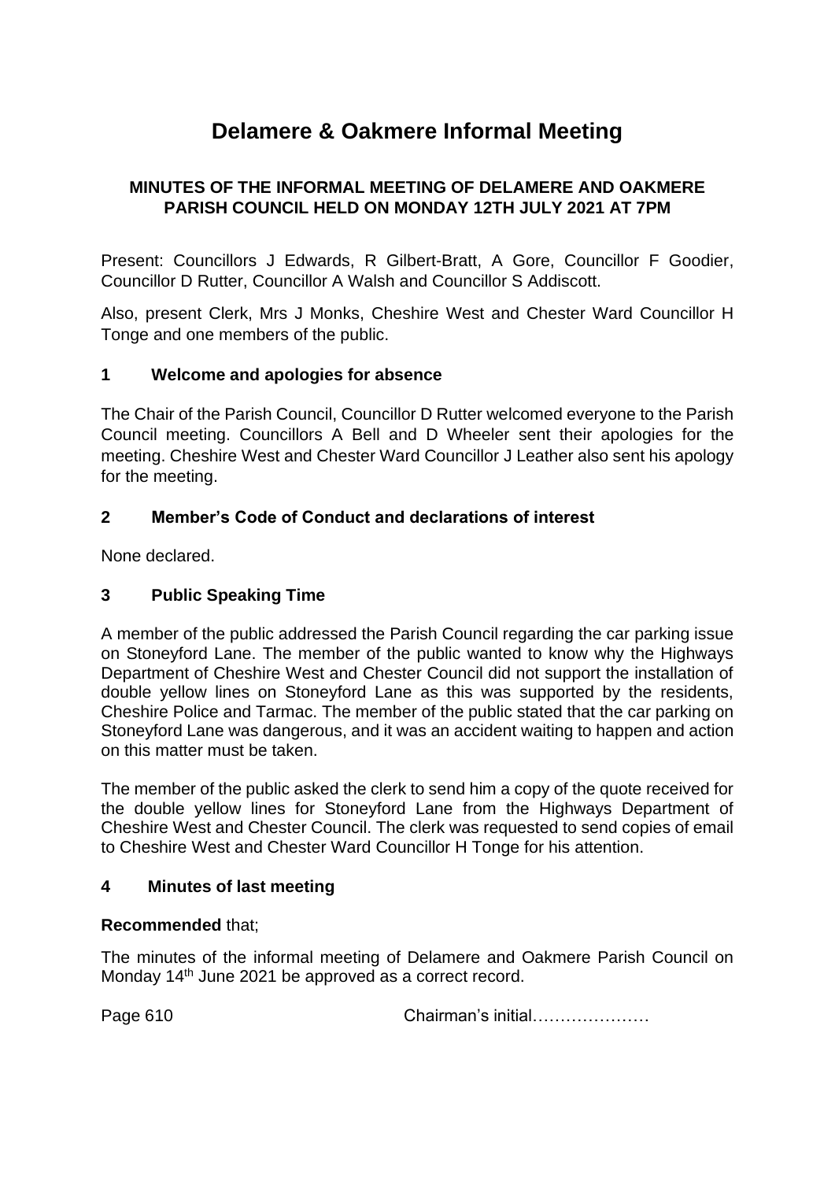# Delamere & Oakmere Informal Meeting

**MINUTES OF THE INFORMAL MEETING OF DELAMERE AND OAKMERE PARISH COUNCIL HELD ON MONDAY 12TH JULY 2021 AT 7PM**

Present: Councillors J Edwards, R Gilbert-Bratt, A Gore, Councillor F Goodier, Councillor D Rutter, Councillor A Walsh and Councillor S Addiscott.

Also, present Clerk, Mrs J Monks, Cheshire West and Chester Ward Councillor H Tonge and one members of the public.

## 1 Welcome and apologies for absence

The Chair of the Parish Council, Councillor D Rutter welcomed everyone to the Parish Council meeting. Councillors A Bell and D Wheeler sent their apologies for the meeting. Cheshire West and Chester Ward Councillor J Leather also sent his apology for the meeting.

## 2 Member's Code of Conduct and declarations of interest

None declared.

## 3 Public Speaking Time

A member of the public addressed the Parish Council regarding the car parking issue on Stoneyford Lane. The member of the public wanted to know why the Highways Department of Cheshire West and Chester Council did not support the installation of double yellow lines on Stoneyford Lane as this was supported by the residents, Cheshire Police and Tarmac. The member of the public stated that the car parking on Stoneyford Lane was dangerous, and it was an accident waiting to happen and action on this matter must be taken.

The member of the public asked the clerk to send him a copy of the quote received for the double yellow lines for Stoneyford Lane from the Highways Department of Cheshire West and Chester Council. The clerk was requested to send copies of email to Cheshire West and Chester Ward Councillor H Tonge for his attention.

## 4 Minutes of last meeting

**Recommended** that;

The minutes of the informal meeting of Delamere and Oakmere Parish Council on Monday 14th June 2021 be approved as a correct record.

Page 610 Chairman's initial…………………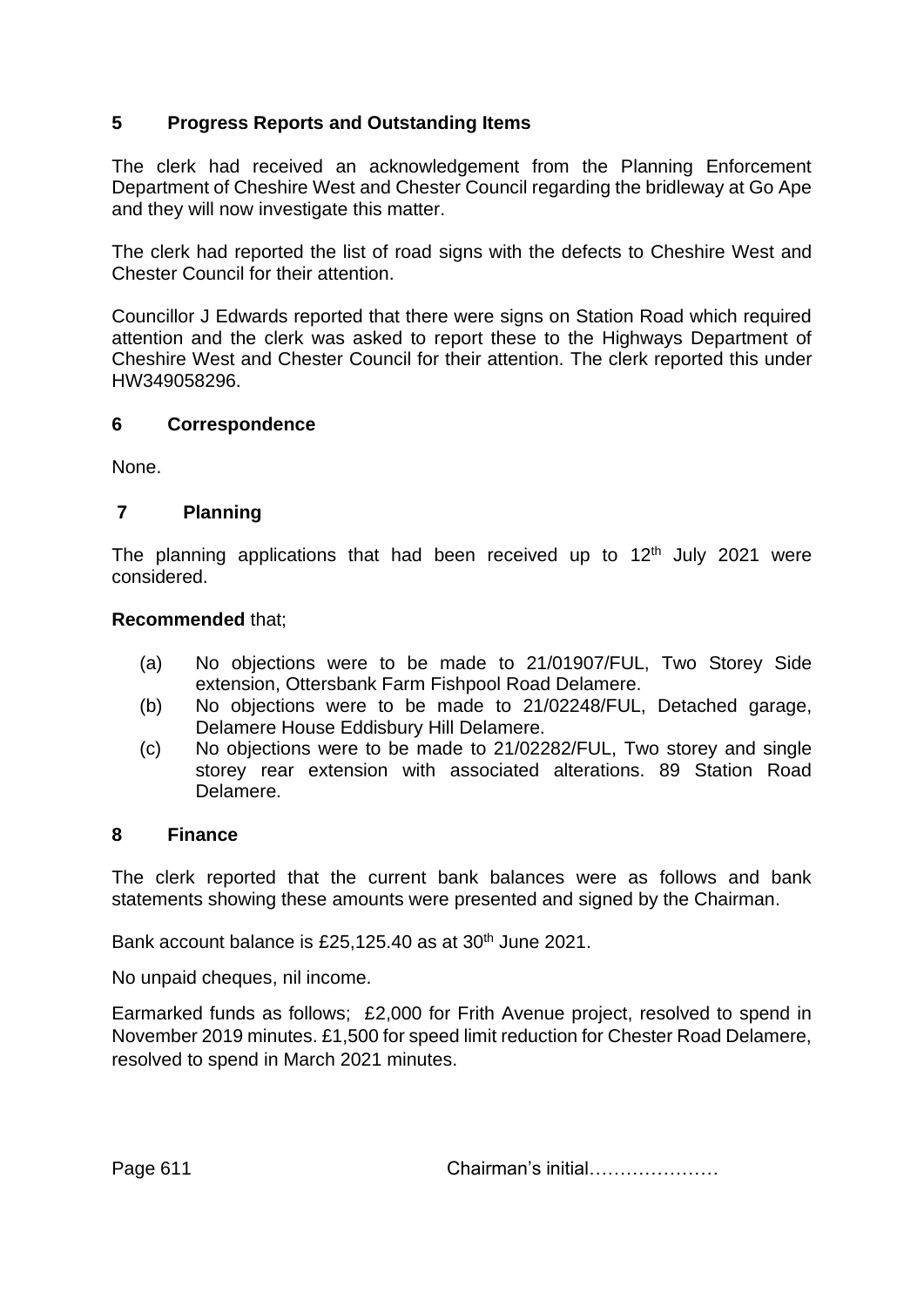## 5 Progress Reports and Outstanding Items

The clerk had received an acknowledgement from the Planning Enforcement Department of Cheshire West and Chester Council regarding the bridleway at Go Ape and they will now investigate this matter.

The clerk had reported the list of road signs with the defects to Cheshire West and Chester Council for their attention.

Councillor J Edwards reported that there were signs on Station Road which required attention and the clerk was asked to report these to the Highways Department of Cheshire West and Chester Council for their attention. The clerk reported this under HW349058296.

## 6 Correspondence

None.

## 7 Planning

The planning applications that had been received up to 12th July 2021 were considered.

**Recommended** that;

(a) No objections were to be made to 21/01907/FUL, Two Storey Side extension, Ottersbank Farm Fishpool Road Delamere.

(b) No objections were to be made to 21/02248/FUL, Detached garage, Delamere House Eddisbury Hill Delamere.

(c) No objections were to be made to 21/02282/FUL, Two storey and single storey rear extension with associated alterations. 89 Station Road Delamere.

## 8 Finance

The clerk reported that the current bank balances were as follows and bank statements showing these amounts were presented and signed by the Chairman.

Bank account balance is £25,125.40 as at 30th June 2021.

No unpaid cheques, nil income.

Earmarked funds as follows; £2,000 for Frith Avenue project, resolved to spend in November 2019 minutes. £1,500 for speed limit reduction for Chester Road Delamere, resolved to spend in March 2021 minutes.

Page 611 Chairman's initial…………………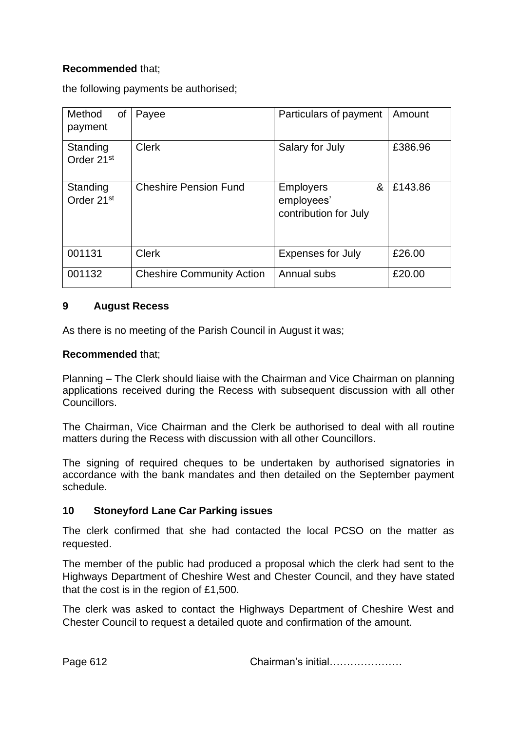**Recommended** that;

the following payments be authorised;

| Method of payment | Payee | Particulars of payment | Amount |
|---|---|---|---|
| Standing Order 21st | Clerk | Salary for July | £386.96 |
| Standing Order 21st | Cheshire Pension Fund | Employers & employees' contribution for July | £143.86 |
| 001131 | Clerk | Expenses for July | £26.00 |
| 001132 | Cheshire Community Action | Annual subs | £20.00 |

## 9 August Recess

As there is no meeting of the Parish Council in August it was;

**Recommended** that;

Planning – The Clerk should liaise with the Chairman and Vice Chairman on planning applications received during the Recess with subsequent discussion with all other Councillors.

The Chairman, Vice Chairman and the Clerk be authorised to deal with all routine matters during the Recess with discussion with all other Councillors.

The signing of required cheques to be undertaken by authorised signatories in accordance with the bank mandates and then detailed on the September payment schedule.

## 10 Stoneyford Lane Car Parking issues

The clerk confirmed that she had contacted the local PCSO on the matter as requested.

The member of the public had produced a proposal which the clerk had sent to the Highways Department of Cheshire West and Chester Council, and they have stated that the cost is in the region of £1,500.

The clerk was asked to contact the Highways Department of Cheshire West and Chester Council to request a detailed quote and confirmation of the amount.

Chairman's initial…………………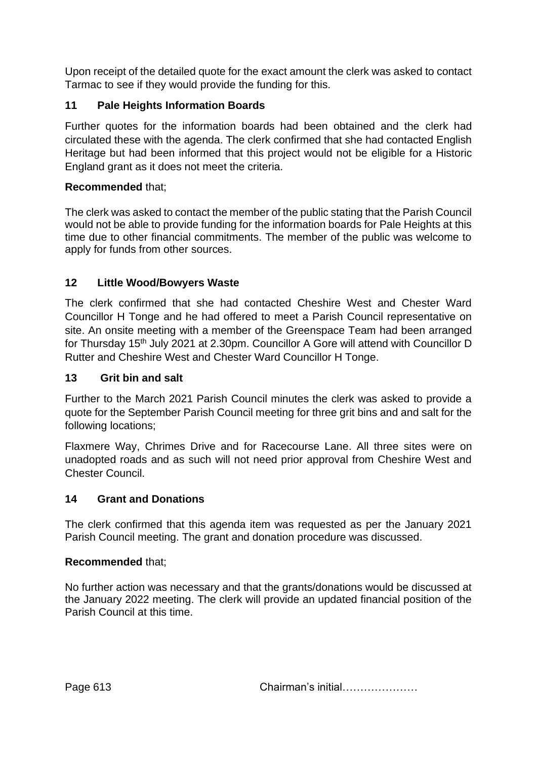Upon receipt of the detailed quote for the exact amount the clerk was asked to contact Tarmac to see if they would provide the funding for this.

## 11 Pale Heights Information Boards

Further quotes for the information boards had been obtained and the clerk had circulated these with the agenda. The clerk confirmed that she had contacted English Heritage but had been informed that this project would not be eligible for a Historic England grant as it does not meet the criteria.

**Recommended** that;

The clerk was asked to contact the member of the public stating that the Parish Council would not be able to provide funding for the information boards for Pale Heights at this time due to other financial commitments. The member of the public was welcome to apply for funds from other sources.

## 12 Little Wood/Bowyers Waste

The clerk confirmed that she had contacted Cheshire West and Chester Ward Councillor H Tonge and he had offered to meet a Parish Council representative on site. An onsite meeting with a member of the Greenspace Team had been arranged for Thursday 15th July 2021 at 2.30pm. Councillor A Gore will attend with Councillor D Rutter and Cheshire West and Chester Ward Councillor H Tonge.

## 13 Grit bin and salt

Further to the March 2021 Parish Council minutes the clerk was asked to provide a quote for the September Parish Council meeting for three grit bins and and salt for the following locations;

Flaxmere Way, Chrimes Drive and for Racecourse Lane. All three sites were on unadopted roads and as such will not need prior approval from Cheshire West and Chester Council.

## 14 Grant and Donations

The clerk confirmed that this agenda item was requested as per the January 2021 Parish Council meeting. The grant and donation procedure was discussed.

**Recommended** that;

No further action was necessary and that the grants/donations would be discussed at the January 2022 meeting. The clerk will provide an updated financial position of the Parish Council at this time.

Chairman's initial…………………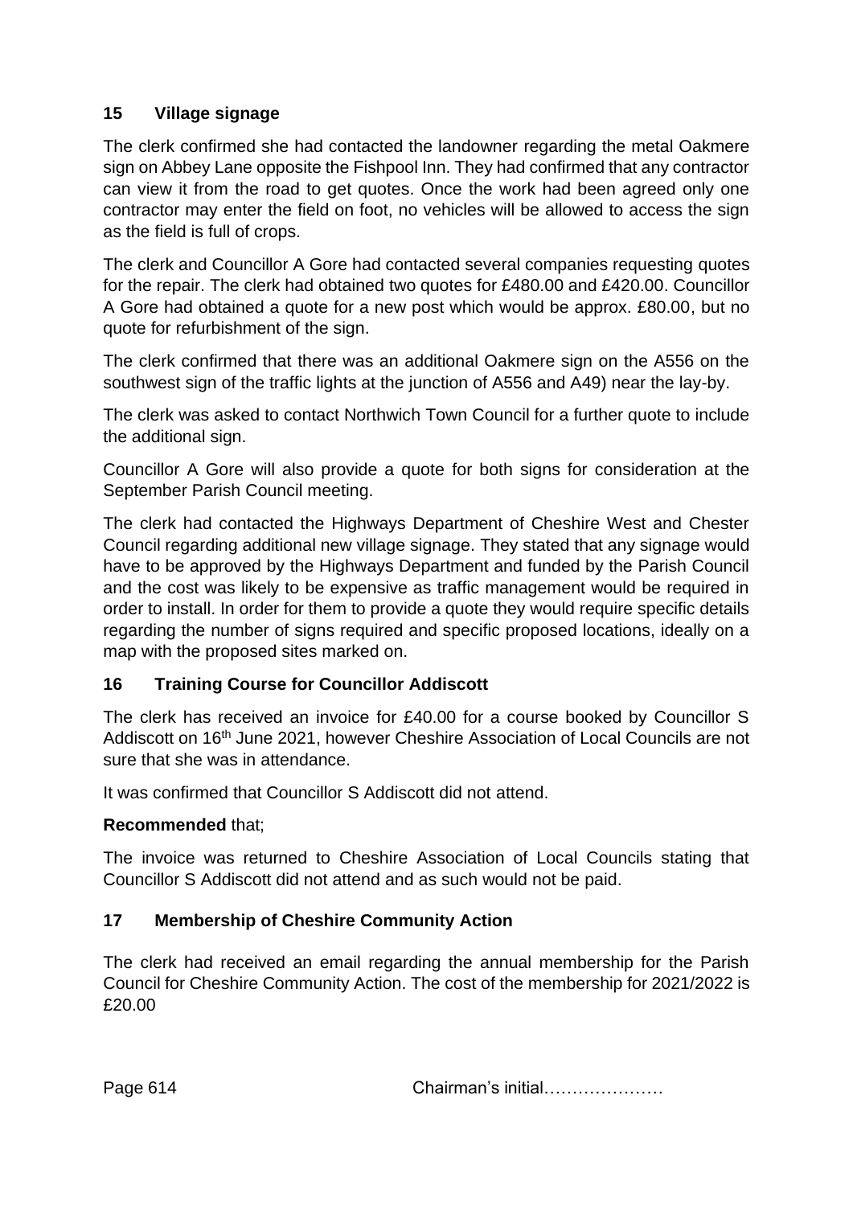## 15 Village signage

The clerk confirmed she had contacted the landowner regarding the metal Oakmere sign on Abbey Lane opposite the Fishpool Inn. They had confirmed that any contractor can view it from the road to get quotes. Once the work had been agreed only one contractor may enter the field on foot, no vehicles will be allowed to access the sign as the field is full of crops.

The clerk and Councillor A Gore had contacted several companies requesting quotes for the repair. The clerk had obtained two quotes for £480.00 and £420.00. Councillor A Gore had obtained a quote for a new post which would be approx. £80.00, but no quote for refurbishment of the sign.

The clerk confirmed that there was an additional Oakmere sign on the A556 on the southwest sign of the traffic lights at the junction of A556 and A49) near the lay-by.

The clerk was asked to contact Northwich Town Council for a further quote to include the additional sign.

Councillor A Gore will also provide a quote for both signs for consideration at the September Parish Council meeting.

The clerk had contacted the Highways Department of Cheshire West and Chester Council regarding additional new village signage. They stated that any signage would have to be approved by the Highways Department and funded by the Parish Council and the cost was likely to be expensive as traffic management would be required in order to install. In order for them to provide a quote they would require specific details regarding the number of signs required and specific proposed locations, ideally on a map with the proposed sites marked on.

## 16 Training Course for Councillor Addiscott

The clerk has received an invoice for £40.00 for a course booked by Councillor S Addiscott on 16th June 2021, however Cheshire Association of Local Councils are not sure that she was in attendance.

It was confirmed that Councillor S Addiscott did not attend.

**Recommended** that;

The invoice was returned to Cheshire Association of Local Councils stating that Councillor S Addiscott did not attend and as such would not be paid.

## 17 Membership of Cheshire Community Action

The clerk had received an email regarding the annual membership for the Parish Council for Cheshire Community Action. The cost of the membership for 2021/2022 is £20.00

Chairman's initial…………………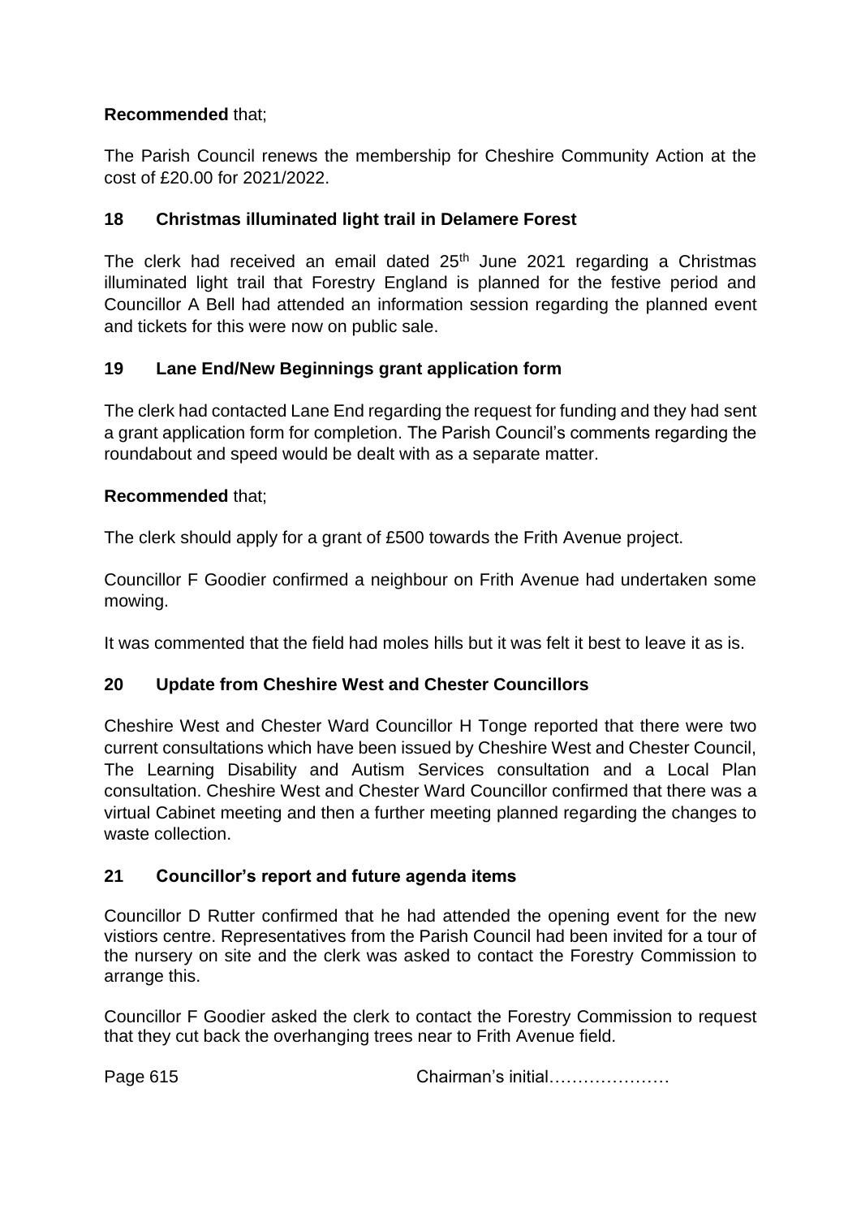**Recommended** that;

The Parish Council renews the membership for Cheshire Community Action at the cost of £20.00 for 2021/2022.

## 18 Christmas illuminated light trail in Delamere Forest

The clerk had received an email dated 25th June 2021 regarding a Christmas illuminated light trail that Forestry England is planned for the festive period and Councillor A Bell had attended an information session regarding the planned event and tickets for this were now on public sale.

## 19 Lane End/New Beginnings grant application form

The clerk had contacted Lane End regarding the request for funding and they had sent a grant application form for completion. The Parish Council's comments regarding the roundabout and speed would be dealt with as a separate matter.

**Recommended** that;

The clerk should apply for a grant of £500 towards the Frith Avenue project.

Councillor F Goodier confirmed a neighbour on Frith Avenue had undertaken some mowing.

It was commented that the field had moles hills but it was felt it best to leave it as is.

## 20 Update from Cheshire West and Chester Councillors

Cheshire West and Chester Ward Councillor H Tonge reported that there were two current consultations which have been issued by Cheshire West and Chester Council, The Learning Disability and Autism Services consultation and a Local Plan consultation. Cheshire West and Chester Ward Councillor confirmed that there was a virtual Cabinet meeting and then a further meeting planned regarding the changes to waste collection.

## 21 Councillor's report and future agenda items

Councillor D Rutter confirmed that he had attended the opening event for the new vistiors centre. Representatives from the Parish Council had been invited for a tour of the nursery on site and the clerk was asked to contact the Forestry Commission to arrange this.

Councillor F Goodier asked the clerk to contact the Forestry Commission to request that they cut back the overhanging trees near to Frith Avenue field.

Chairman's initial…………………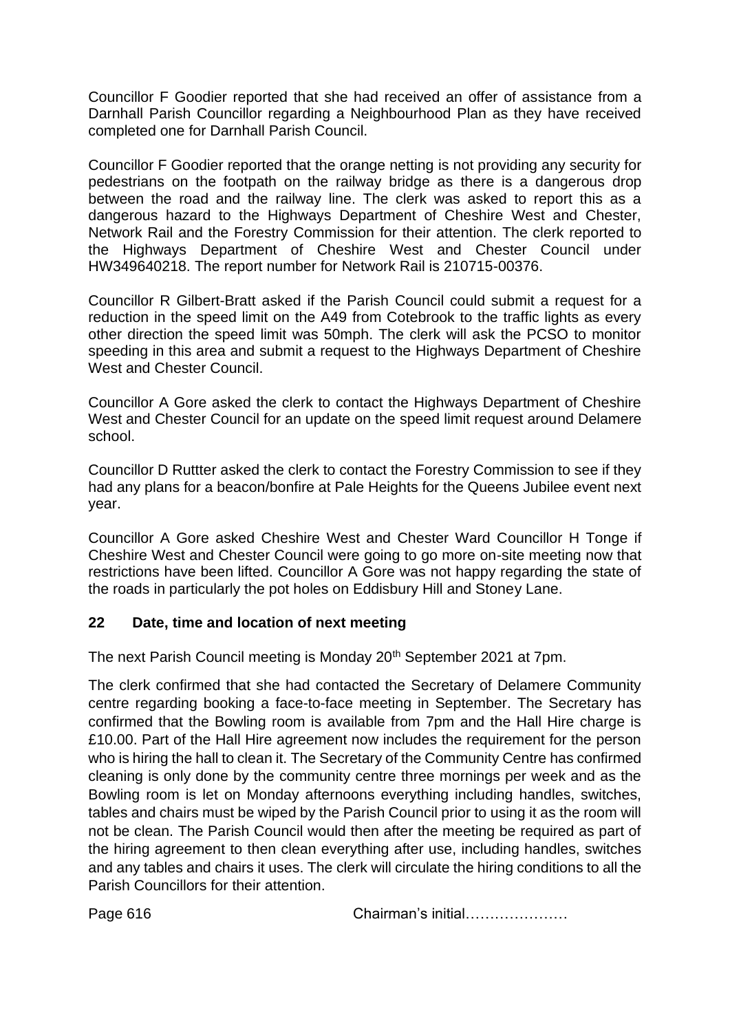Councillor F Goodier reported that she had received an offer of assistance from a Darnhall Parish Councillor regarding a Neighbourhood Plan as they have received completed one for Darnhall Parish Council.

Councillor F Goodier reported that the orange netting is not providing any security for pedestrians on the footpath on the railway bridge as there is a dangerous drop between the road and the railway line. The clerk was asked to report this as a dangerous hazard to the Highways Department of Cheshire West and Chester, Network Rail and the Forestry Commission for their attention. The clerk reported to the Highways Department of Cheshire West and Chester Council under HW349640218. The report number for Network Rail is 210715-00376.

Councillor R Gilbert-Bratt asked if the Parish Council could submit a request for a reduction in the speed limit on the A49 from Cotebrook to the traffic lights as every other direction the speed limit was 50mph. The clerk will ask the PCSO to monitor speeding in this area and submit a request to the Highways Department of Cheshire West and Chester Council.

Councillor A Gore asked the clerk to contact the Highways Department of Cheshire West and Chester Council for an update on the speed limit request around Delamere school.

Councillor D Ruttter asked the clerk to contact the Forestry Commission to see if they had any plans for a beacon/bonfire at Pale Heights for the Queens Jubilee event next year.

Councillor A Gore asked Cheshire West and Chester Ward Councillor H Tonge if Cheshire West and Chester Council were going to go more on-site meeting now that restrictions have been lifted. Councillor A Gore was not happy regarding the state of the roads in particularly the pot holes on Eddisbury Hill and Stoney Lane.

## 22 Date, time and location of next meeting

The next Parish Council meeting is Monday 20th September 2021 at 7pm.

The clerk confirmed that she had contacted the Secretary of Delamere Community centre regarding booking a face-to-face meeting in September. The Secretary has confirmed that the Bowling room is available from 7pm and the Hall Hire charge is £10.00. Part of the Hall Hire agreement now includes the requirement for the person who is hiring the hall to clean it. The Secretary of the Community Centre has confirmed cleaning is only done by the community centre three mornings per week and as the Bowling room is let on Monday afternoons everything including handles, switches, tables and chairs must be wiped by the Parish Council prior to using it as the room will not be clean. The Parish Council would then after the meeting be required as part of the hiring agreement to then clean everything after use, including handles, switches and any tables and chairs it uses. The clerk will circulate the hiring conditions to all the Parish Councillors for their attention.

Page 616 Chairman's initial…………………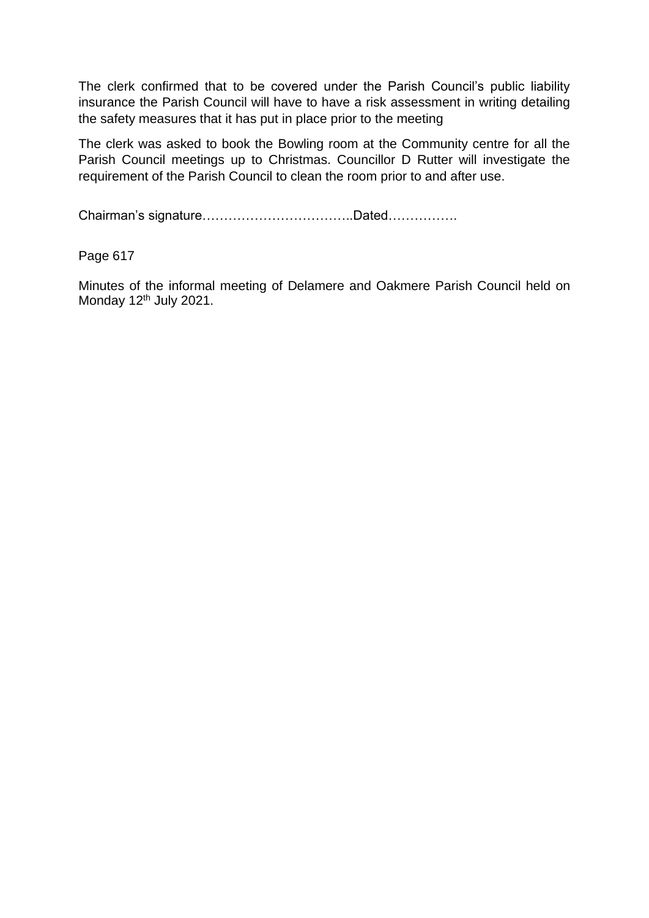The clerk confirmed that to be covered under the Parish Council's public liability insurance the Parish Council will have to have a risk assessment in writing detailing the safety measures that it has put in place prior to the meeting

The clerk was asked to book the Bowling room at the Community centre for all the Parish Council meetings up to Christmas. Councillor D Rutter will investigate the requirement of the Parish Council to clean the room prior to and after use.

Chairman's signature……………………………..Dated…………….

Page 617

Minutes of the informal meeting of Delamere and Oakmere Parish Council held on Monday 12th July 2021.